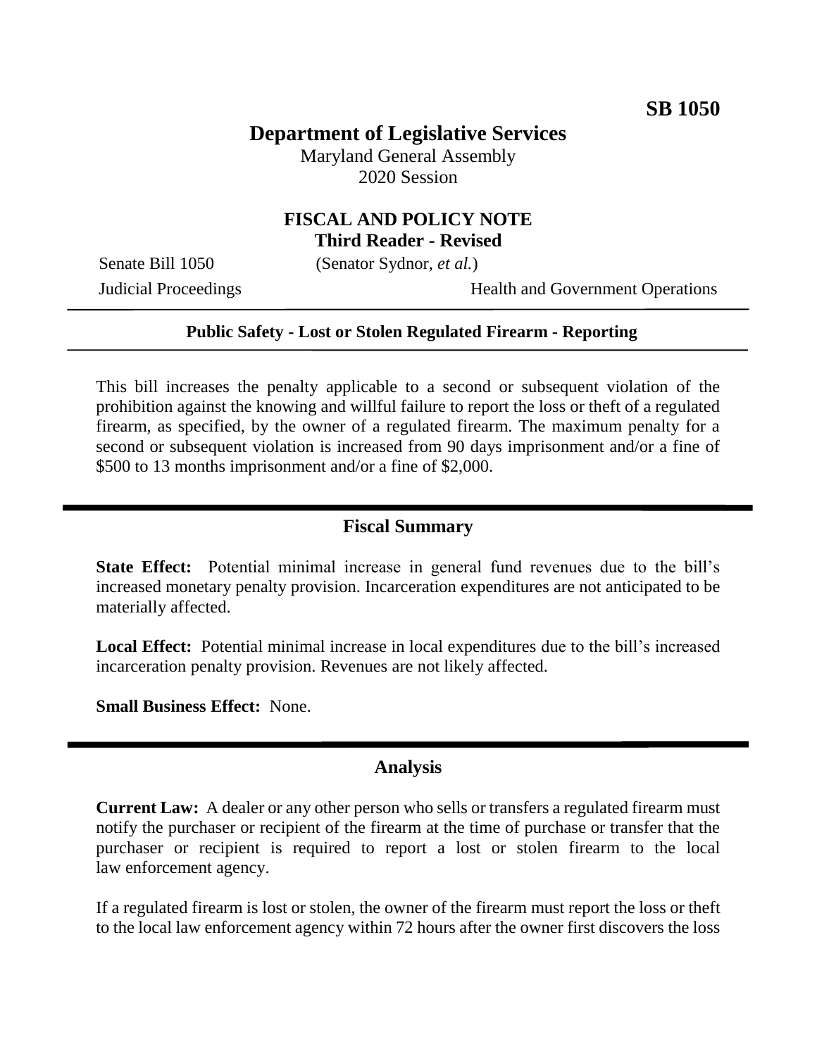**SB 1050**

# Department of Legislative Services

Maryland General Assembly
2020 Session

## FISCAL AND POLICY NOTE
**Third Reader - Revised**

Senate Bill 1050 (Senator Sydnor, *et al.*)
Judicial Proceedings Health and Government Operations

---

**Public Safety - Lost or Stolen Regulated Firearm - Reporting**

---

This bill increases the penalty applicable to a second or subsequent violation of the prohibition against the knowing and willful failure to report the loss or theft of a regulated firearm, as specified, by the owner of a regulated firearm. The maximum penalty for a second or subsequent violation is increased from 90 days imprisonment and/or a fine of $500 to 13 months imprisonment and/or a fine of $2,000.

## Fiscal Summary

**State Effect:** Potential minimal increase in general fund revenues due to the bill's increased monetary penalty provision. Incarceration expenditures are not anticipated to be materially affected.

**Local Effect:** Potential minimal increase in local expenditures due to the bill's increased incarceration penalty provision. Revenues are not likely affected.

**Small Business Effect:** None.

## Analysis

**Current Law:** A dealer or any other person who sells or transfers a regulated firearm must notify the purchaser or recipient of the firearm at the time of purchase or transfer that the purchaser or recipient is required to report a lost or stolen firearm to the local law enforcement agency.

If a regulated firearm is lost or stolen, the owner of the firearm must report the loss or theft to the local law enforcement agency within 72 hours after the owner first discovers the loss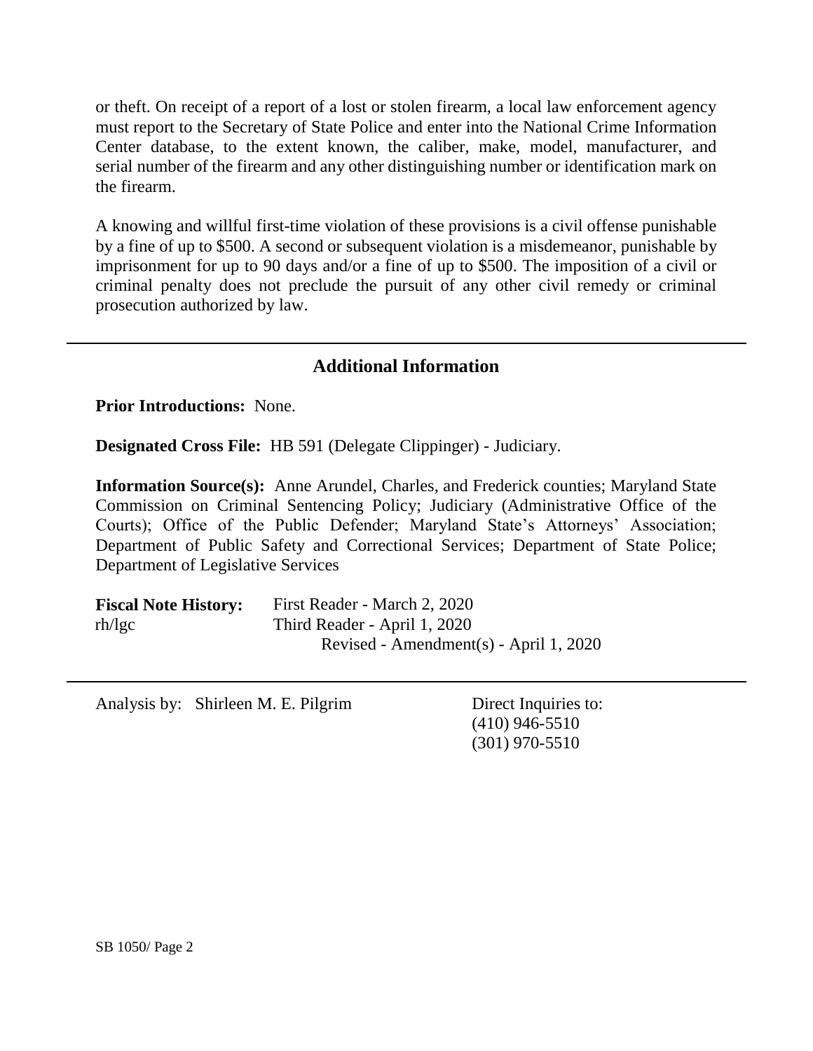or theft. On receipt of a report of a lost or stolen firearm, a local law enforcement agency must report to the Secretary of State Police and enter into the National Crime Information Center database, to the extent known, the caliber, make, model, manufacturer, and serial number of the firearm and any other distinguishing number or identification mark on the firearm.

A knowing and willful first-time violation of these provisions is a civil offense punishable by a fine of up to $500. A second or subsequent violation is a misdemeanor, punishable by imprisonment for up to 90 days and/or a fine of up to $500. The imposition of a civil or criminal penalty does not preclude the pursuit of any other civil remedy or criminal prosecution authorized by law.

---

## Additional Information

**Prior Introductions:** None.

**Designated Cross File:** HB 591 (Delegate Clippinger) - Judiciary.

**Information Source(s):** Anne Arundel, Charles, and Frederick counties; Maryland State Commission on Criminal Sentencing Policy; Judiciary (Administrative Office of the Courts); Office of the Public Defender; Maryland State's Attorneys' Association; Department of Public Safety and Correctional Services; Department of State Police; Department of Legislative Services

**Fiscal Note History:** First Reader - March 2, 2020
rh/lgc Third Reader - April 1, 2020
Revised - Amendment(s) - April 1, 2020

---

Analysis by: Shirleen M. E. Pilgrim

Direct Inquiries to:
(410) 946-5510
(301) 970-5510